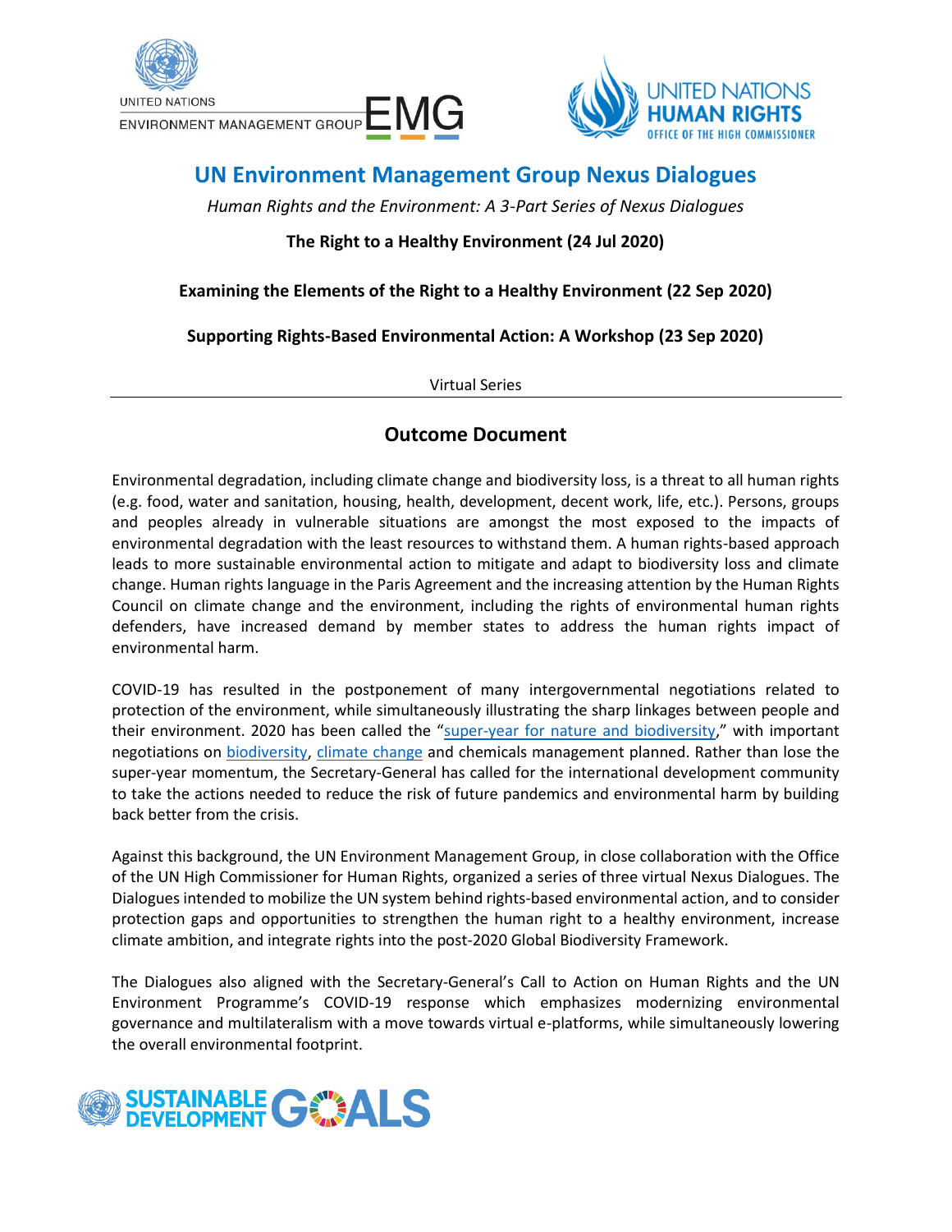UNITED NATIONS
ENVIRONMENT MANAGEMENT GROUP EMG

UNITED NATIONS HUMAN RIGHTS
OFFICE OF THE HIGH COMMISSIONER

# UN Environment Management Group Nexus Dialogues

*Human Rights and the Environment: A 3-Part Series of Nexus Dialogues*

**The Right to a Healthy Environment (24 Jul 2020)**

**Examining the Elements of the Right to a Healthy Environment (22 Sep 2020)**

**Supporting Rights-Based Environmental Action: A Workshop (23 Sep 2020)**

Virtual Series

---

## Outcome Document

Environmental degradation, including climate change and biodiversity loss, is a threat to all human rights (e.g. food, water and sanitation, housing, health, development, decent work, life, etc.). Persons, groups and peoples already in vulnerable situations are amongst the most exposed to the impacts of environmental degradation with the least resources to withstand them. A human rights-based approach leads to more sustainable environmental action to mitigate and adapt to biodiversity loss and climate change. Human rights language in the Paris Agreement and the increasing attention by the Human Rights Council on climate change and the environment, including the rights of environmental human rights defenders, have increased demand by member states to address the human rights impact of environmental harm.

COVID-19 has resulted in the postponement of many intergovernmental negotiations related to protection of the environment, while simultaneously illustrating the sharp linkages between people and their environment. 2020 has been called the "super-year for nature and biodiversity," with important negotiations on biodiversity, climate change and chemicals management planned. Rather than lose the super-year momentum, the Secretary-General has called for the international development community to take the actions needed to reduce the risk of future pandemics and environmental harm by building back better from the crisis.

Against this background, the UN Environment Management Group, in close collaboration with the Office of the UN High Commissioner for Human Rights, organized a series of three virtual Nexus Dialogues. The Dialogues intended to mobilize the UN system behind rights-based environmental action, and to consider protection gaps and opportunities to strengthen the human right to a healthy environment, increase climate ambition, and integrate rights into the post-2020 Global Biodiversity Framework.

The Dialogues also aligned with the Secretary-General's Call to Action on Human Rights and the UN Environment Programme's COVID-19 response which emphasizes modernizing environmental governance and multilateralism with a move towards virtual e-platforms, while simultaneously lowering the overall environmental footprint.

SUSTAINABLE DEVELOPMENT GOALS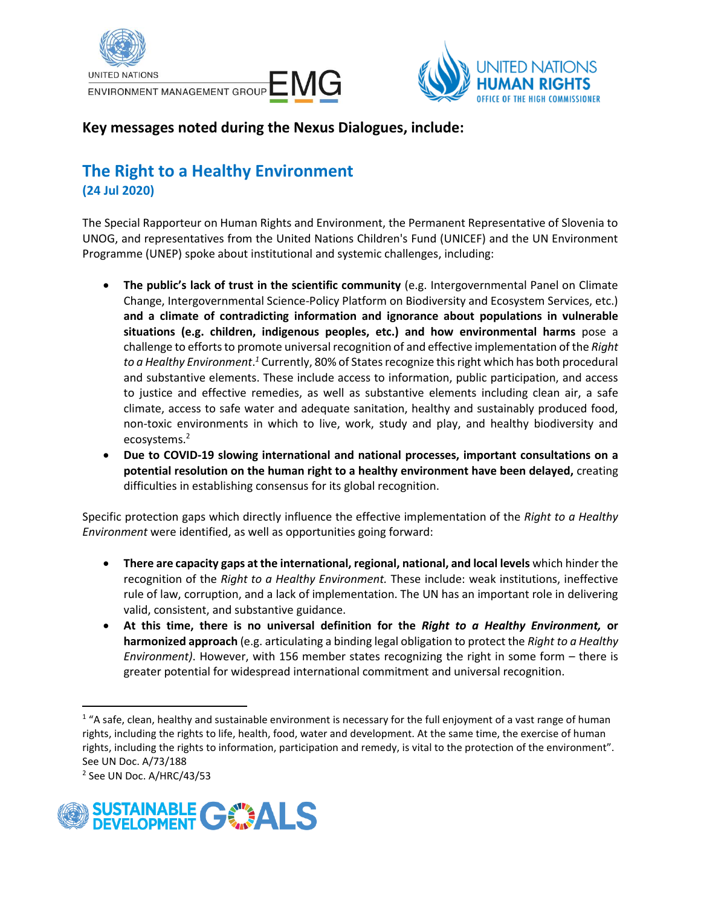## Key messages noted during the Nexus Dialogues, include:

## The Right to a Healthy Environment

### (24 Jul 2020)

The Special Rapporteur on Human Rights and Environment, the Permanent Representative of Slovenia to UNOG, and representatives from the United Nations Children's Fund (UNICEF) and the UN Environment Programme (UNEP) spoke about institutional and systemic challenges, including:

- **The public's lack of trust in the scientific community** (e.g. Intergovernmental Panel on Climate Change, Intergovernmental Science-Policy Platform on Biodiversity and Ecosystem Services, etc.) **and a climate of contradicting information and ignorance about populations in vulnerable situations (e.g. children, indigenous peoples, etc.) and how environmental harms** pose a challenge to efforts to promote universal recognition of and effective implementation of the *Right to a Healthy Environment*.[1] Currently, 80% of States recognize this right which has both procedural and substantive elements. These include access to information, public participation, and access to justice and effective remedies, as well as substantive elements including clean air, a safe climate, access to safe water and adequate sanitation, healthy and sustainably produced food, non-toxic environments in which to live, work, study and play, and healthy biodiversity and ecosystems.[2]
- **Due to COVID-19 slowing international and national processes, important consultations on a potential resolution on the human right to a healthy environment have been delayed,** creating difficulties in establishing consensus for its global recognition.

Specific protection gaps which directly influence the effective implementation of the *Right to a Healthy Environment* were identified, as well as opportunities going forward:

- **There are capacity gaps at the international, regional, national, and local levels** which hinder the recognition of the *Right to a Healthy Environment.* These include: weak institutions, ineffective rule of law, corruption, and a lack of implementation. The UN has an important role in delivering valid, consistent, and substantive guidance.
- **At this time, there is no universal definition for the *Right to a Healthy Environment,* or harmonized approach** (e.g. articulating a binding legal obligation to protect the *Right to a Healthy Environment).* However, with 156 member states recognizing the right in some form – there is greater potential for widespread international commitment and universal recognition.

---

[1] "A safe, clean, healthy and sustainable environment is necessary for the full enjoyment of a vast range of human rights, including the rights to life, health, food, water and development. At the same time, the exercise of human rights, including the rights to information, participation and remedy, is vital to the protection of the environment". See UN Doc. A/73/188

[2] See UN Doc. A/HRC/43/53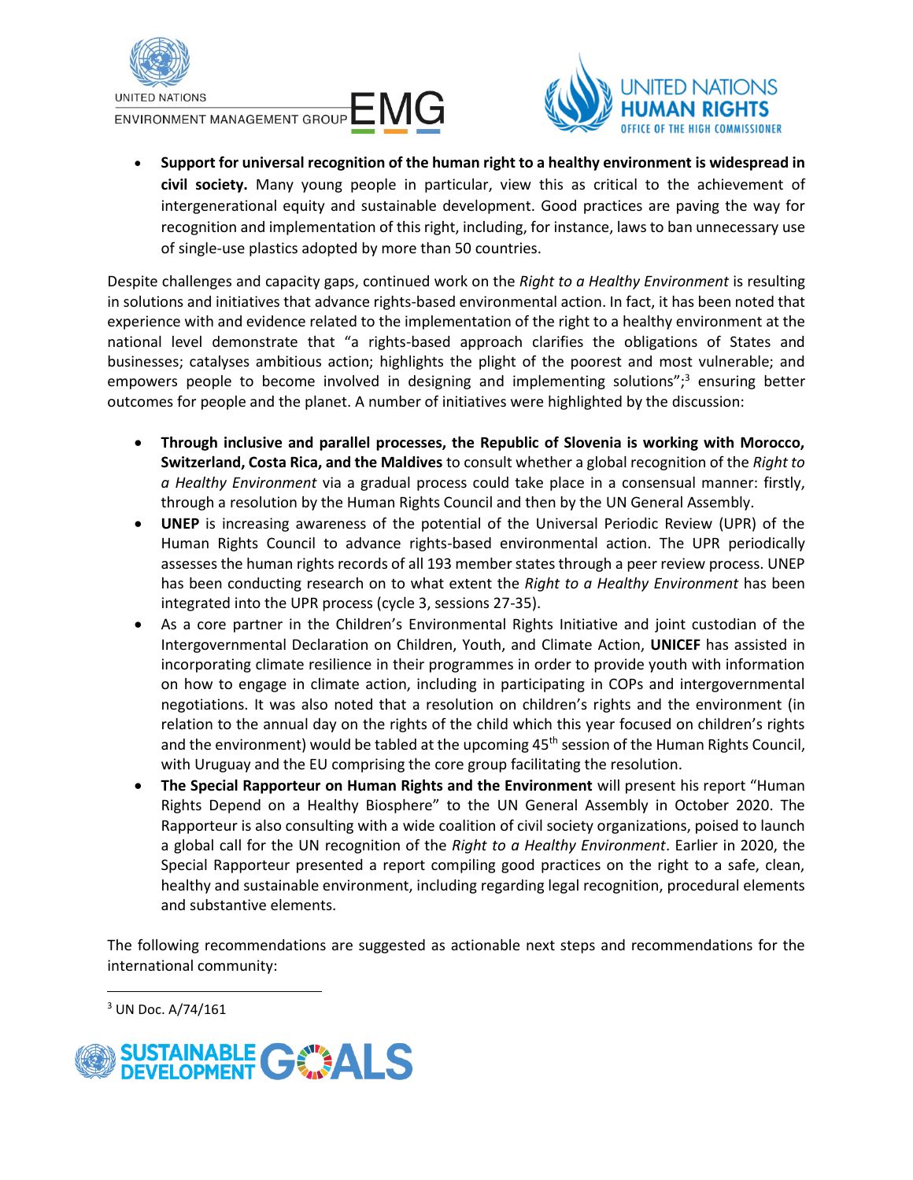- **Support for universal recognition of the human right to a healthy environment is widespread in civil society.** Many young people in particular, view this as critical to the achievement of intergenerational equity and sustainable development. Good practices are paving the way for recognition and implementation of this right, including, for instance, laws to ban unnecessary use of single-use plastics adopted by more than 50 countries.

Despite challenges and capacity gaps, continued work on the *Right to a Healthy Environment* is resulting in solutions and initiatives that advance rights-based environmental action. In fact, it has been noted that experience with and evidence related to the implementation of the right to a healthy environment at the national level demonstrate that "a rights-based approach clarifies the obligations of States and businesses; catalyses ambitious action; highlights the plight of the poorest and most vulnerable; and empowers people to become involved in designing and implementing solutions";[3] ensuring better outcomes for people and the planet. A number of initiatives were highlighted by the discussion:

- **Through inclusive and parallel processes, the Republic of Slovenia is working with Morocco, Switzerland, Costa Rica, and the Maldives** to consult whether a global recognition of the *Right to a Healthy Environment* via a gradual process could take place in a consensual manner: firstly, through a resolution by the Human Rights Council and then by the UN General Assembly.
- **UNEP** is increasing awareness of the potential of the Universal Periodic Review (UPR) of the Human Rights Council to advance rights-based environmental action. The UPR periodically assesses the human rights records of all 193 member states through a peer review process. UNEP has been conducting research on to what extent the *Right to a Healthy Environment* has been integrated into the UPR process (cycle 3, sessions 27-35).
- As a core partner in the Children's Environmental Rights Initiative and joint custodian of the Intergovernmental Declaration on Children, Youth, and Climate Action, **UNICEF** has assisted in incorporating climate resilience in their programmes in order to provide youth with information on how to engage in climate action, including in participating in COPs and intergovernmental negotiations. It was also noted that a resolution on children's rights and the environment (in relation to the annual day on the rights of the child which this year focused on children's rights and the environment) would be tabled at the upcoming 45th session of the Human Rights Council, with Uruguay and the EU comprising the core group facilitating the resolution.
- **The Special Rapporteur on Human Rights and the Environment** will present his report "Human Rights Depend on a Healthy Biosphere" to the UN General Assembly in October 2020. The Rapporteur is also consulting with a wide coalition of civil society organizations, poised to launch a global call for the UN recognition of the *Right to a Healthy Environment*. Earlier in 2020, the Special Rapporteur presented a report compiling good practices on the right to a safe, clean, healthy and sustainable environment, including regarding legal recognition, procedural elements and substantive elements.

The following recommendations are suggested as actionable next steps and recommendations for the international community:

[3] UN Doc. A/74/161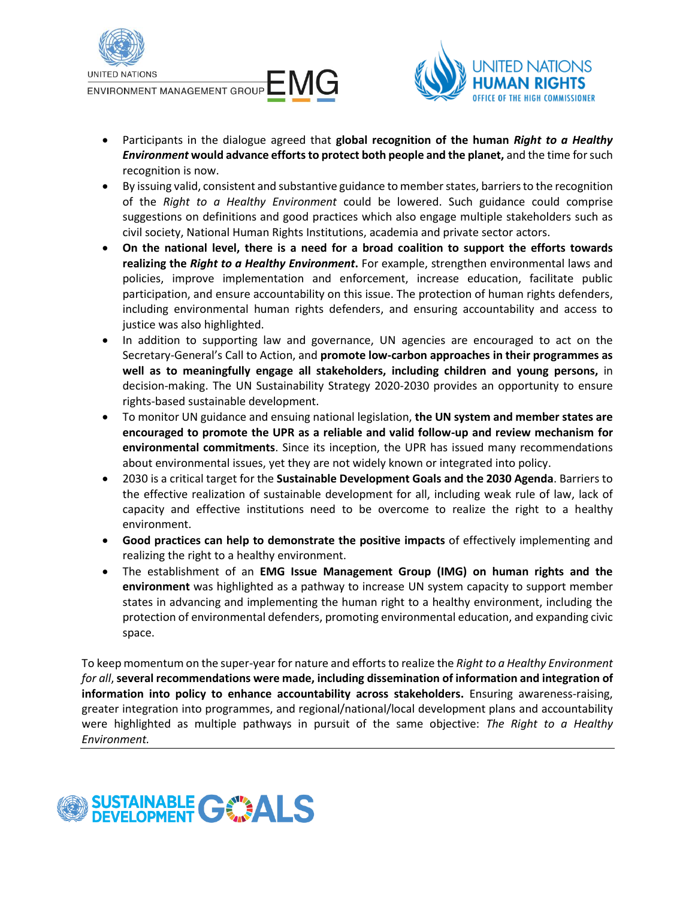- Participants in the dialogue agreed that **global recognition of the human *Right to a Healthy Environment* would advance efforts to protect both people and the planet,** and the time for such recognition is now.
- By issuing valid, consistent and substantive guidance to member states, barriers to the recognition of the *Right to a Healthy Environment* could be lowered. Such guidance could comprise suggestions on definitions and good practices which also engage multiple stakeholders such as civil society, National Human Rights Institutions, academia and private sector actors.
- **On the national level, there is a need for a broad coalition to support the efforts towards realizing the *Right to a Healthy Environment*.** For example, strengthen environmental laws and policies, improve implementation and enforcement, increase education, facilitate public participation, and ensure accountability on this issue. The protection of human rights defenders, including environmental human rights defenders, and ensuring accountability and access to justice was also highlighted.
- In addition to supporting law and governance, UN agencies are encouraged to act on the Secretary-General's Call to Action, and **promote low-carbon approaches in their programmes as well as to meaningfully engage all stakeholders, including children and young persons,** in decision-making. The UN Sustainability Strategy 2020-2030 provides an opportunity to ensure rights-based sustainable development.
- To monitor UN guidance and ensuing national legislation, **the UN system and member states are encouraged to promote the UPR as a reliable and valid follow-up and review mechanism for environmental commitments**. Since its inception, the UPR has issued many recommendations about environmental issues, yet they are not widely known or integrated into policy.
- 2030 is a critical target for the **Sustainable Development Goals and the 2030 Agenda**. Barriers to the effective realization of sustainable development for all, including weak rule of law, lack of capacity and effective institutions need to be overcome to realize the right to a healthy environment.
- **Good practices can help to demonstrate the positive impacts** of effectively implementing and realizing the right to a healthy environment.
- The establishment of an **EMG Issue Management Group (IMG) on human rights and the environment** was highlighted as a pathway to increase UN system capacity to support member states in advancing and implementing the human right to a healthy environment, including the protection of environmental defenders, promoting environmental education, and expanding civic space.

To keep momentum on the super-year for nature and efforts to realize the *Right to a Healthy Environment for all*, **several recommendations were made, including dissemination of information and integration of information into policy to enhance accountability across stakeholders.** Ensuring awareness-raising, greater integration into programmes, and regional/national/local development plans and accountability were highlighted as multiple pathways in pursuit of the same objective: *The Right to a Healthy Environment.*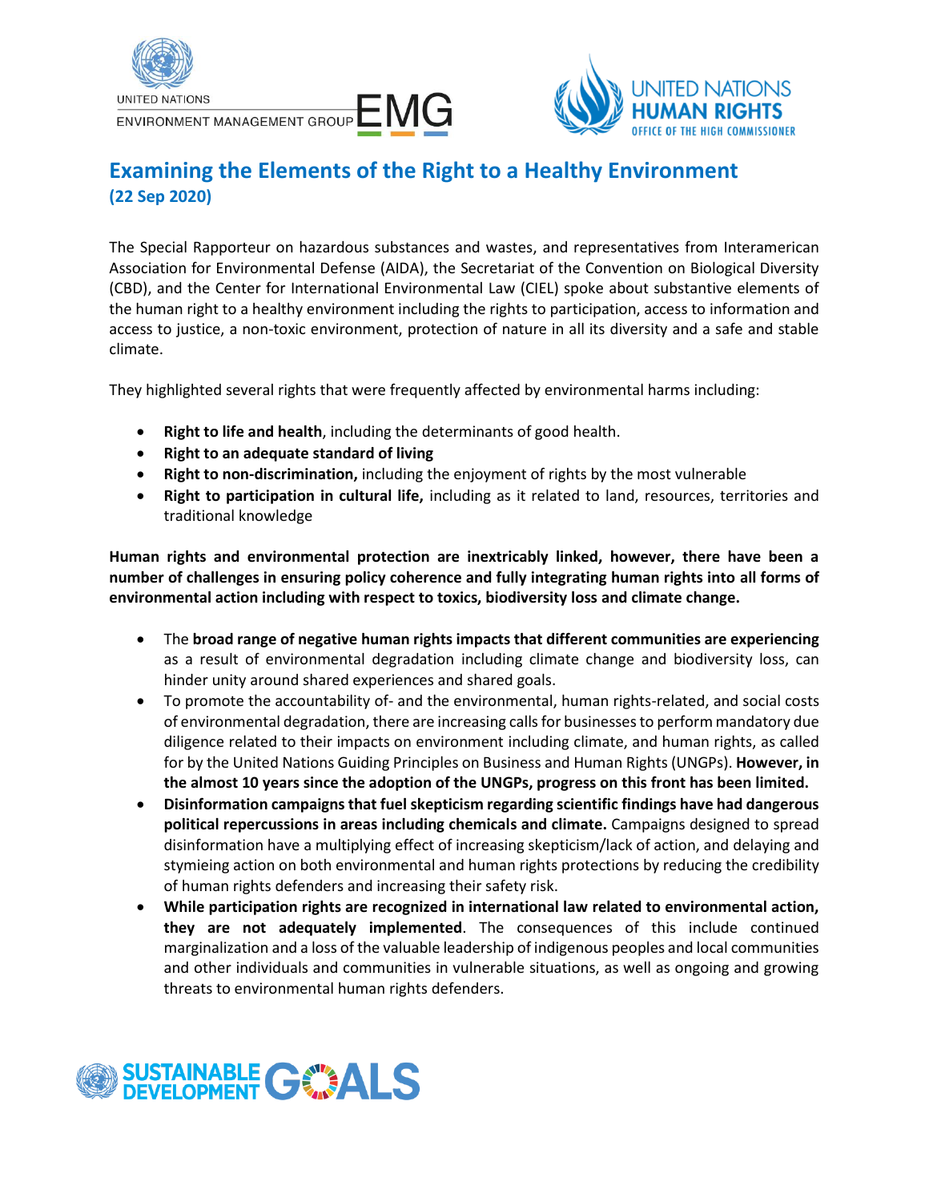## Examining the Elements of the Right to a Healthy Environment
### (22 Sep 2020)

The Special Rapporteur on hazardous substances and wastes, and representatives from Interamerican Association for Environmental Defense (AIDA), the Secretariat of the Convention on Biological Diversity (CBD), and the Center for International Environmental Law (CIEL) spoke about substantive elements of the human right to a healthy environment including the rights to participation, access to information and access to justice, a non-toxic environment, protection of nature in all its diversity and a safe and stable climate.

They highlighted several rights that were frequently affected by environmental harms including:

- **Right to life and health**, including the determinants of good health.
- **Right to an adequate standard of living**
- **Right to non-discrimination,** including the enjoyment of rights by the most vulnerable
- **Right to participation in cultural life,** including as it related to land, resources, territories and traditional knowledge

**Human rights and environmental protection are inextricably linked, however, there have been a number of challenges in ensuring policy coherence and fully integrating human rights into all forms of environmental action including with respect to toxics, biodiversity loss and climate change.**

- The **broad range of negative human rights impacts that different communities are experiencing** as a result of environmental degradation including climate change and biodiversity loss, can hinder unity around shared experiences and shared goals.
- To promote the accountability of- and the environmental, human rights-related, and social costs of environmental degradation, there are increasing calls for businesses to perform mandatory due diligence related to their impacts on environment including climate, and human rights, as called for by the United Nations Guiding Principles on Business and Human Rights (UNGPs). **However, in the almost 10 years since the adoption of the UNGPs, progress on this front has been limited.**
- **Disinformation campaigns that fuel skepticism regarding scientific findings have had dangerous political repercussions in areas including chemicals and climate.** Campaigns designed to spread disinformation have a multiplying effect of increasing skepticism/lack of action, and delaying and stymieing action on both environmental and human rights protections by reducing the credibility of human rights defenders and increasing their safety risk.
- **While participation rights are recognized in international law related to environmental action, they are not adequately implemented**. The consequences of this include continued marginalization and a loss of the valuable leadership of indigenous peoples and local communities and other individuals and communities in vulnerable situations, as well as ongoing and growing threats to environmental human rights defenders.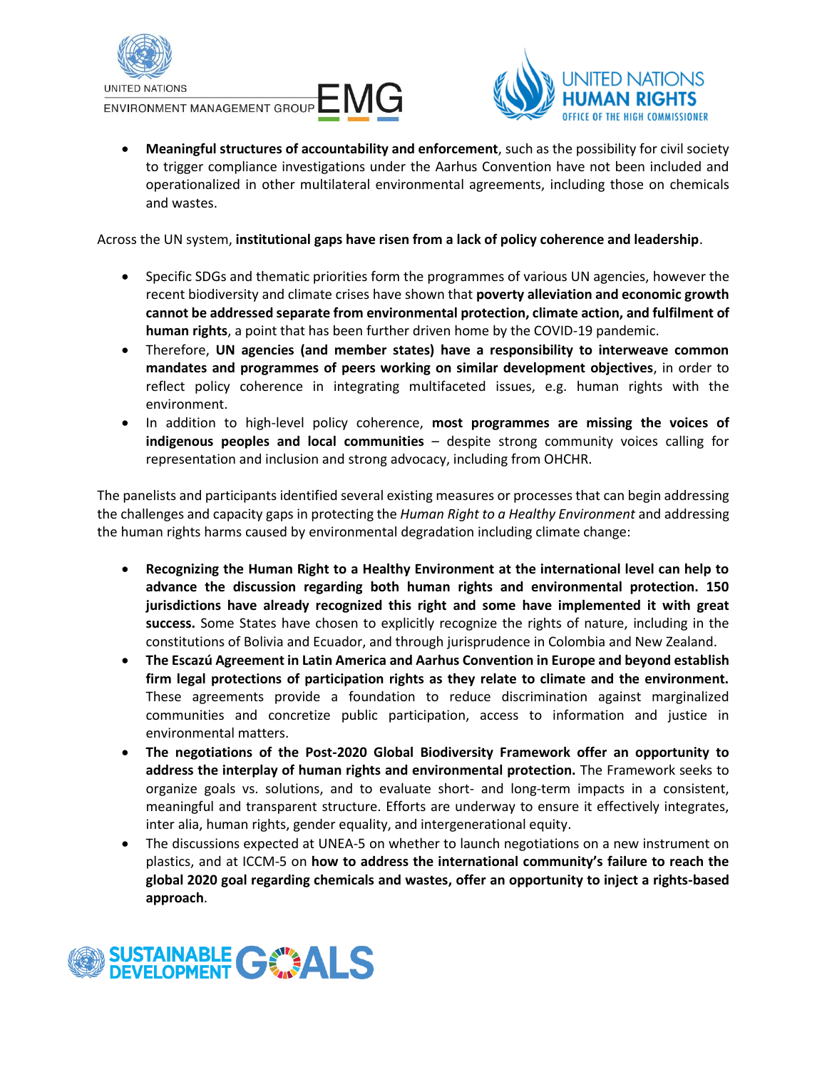- **Meaningful structures of accountability and enforcement**, such as the possibility for civil society to trigger compliance investigations under the Aarhus Convention have not been included and operationalized in other multilateral environmental agreements, including those on chemicals and wastes.

Across the UN system, **institutional gaps have risen from a lack of policy coherence and leadership**.

- Specific SDGs and thematic priorities form the programmes of various UN agencies, however the recent biodiversity and climate crises have shown that **poverty alleviation and economic growth cannot be addressed separate from environmental protection, climate action, and fulfilment of human rights**, a point that has been further driven home by the COVID-19 pandemic.
- Therefore, **UN agencies (and member states) have a responsibility to interweave common mandates and programmes of peers working on similar development objectives**, in order to reflect policy coherence in integrating multifaceted issues, e.g. human rights with the environment.
- In addition to high-level policy coherence, **most programmes are missing the voices of indigenous peoples and local communities** – despite strong community voices calling for representation and inclusion and strong advocacy, including from OHCHR.

The panelists and participants identified several existing measures or processes that can begin addressing the challenges and capacity gaps in protecting the *Human Right to a Healthy Environment* and addressing the human rights harms caused by environmental degradation including climate change:

- **Recognizing the Human Right to a Healthy Environment at the international level can help to advance the discussion regarding both human rights and environmental protection. 150 jurisdictions have already recognized this right and some have implemented it with great success.** Some States have chosen to explicitly recognize the rights of nature, including in the constitutions of Bolivia and Ecuador, and through jurisprudence in Colombia and New Zealand.
- **The Escazú Agreement in Latin America and Aarhus Convention in Europe and beyond establish firm legal protections of participation rights as they relate to climate and the environment.** These agreements provide a foundation to reduce discrimination against marginalized communities and concretize public participation, access to information and justice in environmental matters.
- **The negotiations of the Post-2020 Global Biodiversity Framework offer an opportunity to address the interplay of human rights and environmental protection.** The Framework seeks to organize goals vs. solutions, and to evaluate short- and long-term impacts in a consistent, meaningful and transparent structure. Efforts are underway to ensure it effectively integrates, inter alia, human rights, gender equality, and intergenerational equity.
- The discussions expected at UNEA-5 on whether to launch negotiations on a new instrument on plastics, and at ICCM-5 on **how to address the international community's failure to reach the global 2020 goal regarding chemicals and wastes, offer an opportunity to inject a rights-based approach**.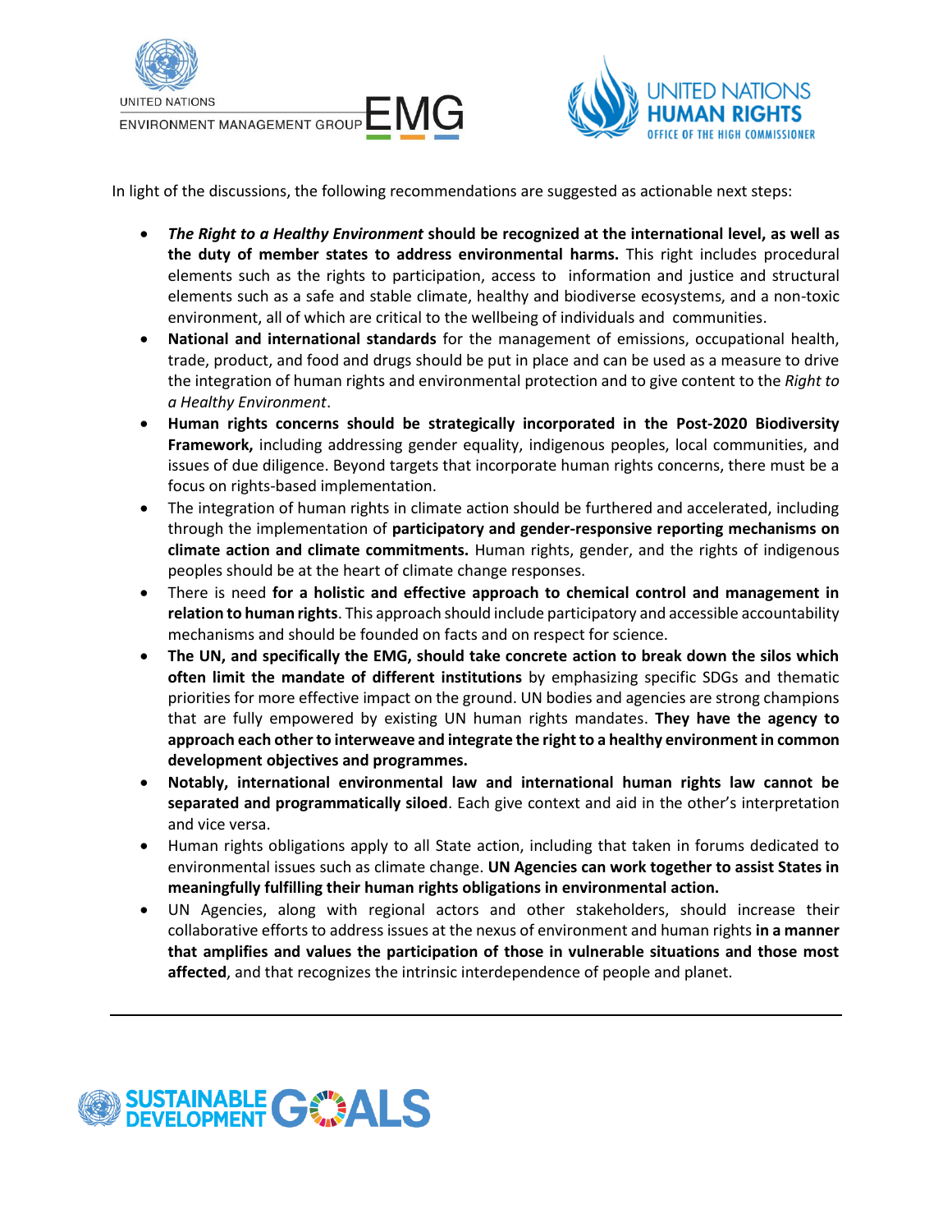In light of the discussions, the following recommendations are suggested as actionable next steps:

- ***The Right to a Healthy Environment* should be recognized at the international level, as well as the duty of member states to address environmental harms.** This right includes procedural elements such as the rights to participation, access to information and justice and structural elements such as a safe and stable climate, healthy and biodiverse ecosystems, and a non-toxic environment, all of which are critical to the wellbeing of individuals and communities.
- **National and international standards** for the management of emissions, occupational health, trade, product, and food and drugs should be put in place and can be used as a measure to drive the integration of human rights and environmental protection and to give content to the *Right to a Healthy Environment*.
- **Human rights concerns should be strategically incorporated in the Post-2020 Biodiversity Framework,** including addressing gender equality, indigenous peoples, local communities, and issues of due diligence. Beyond targets that incorporate human rights concerns, there must be a focus on rights-based implementation.
- The integration of human rights in climate action should be furthered and accelerated, including through the implementation of **participatory and gender-responsive reporting mechanisms on climate action and climate commitments.** Human rights, gender, and the rights of indigenous peoples should be at the heart of climate change responses.
- There is need **for a holistic and effective approach to chemical control and management in relation to human rights**. This approach should include participatory and accessible accountability mechanisms and should be founded on facts and on respect for science.
- **The UN, and specifically the EMG, should take concrete action to break down the silos which often limit the mandate of different institutions** by emphasizing specific SDGs and thematic priorities for more effective impact on the ground. UN bodies and agencies are strong champions that are fully empowered by existing UN human rights mandates. **They have the agency to approach each other to interweave and integrate the right to a healthy environment in common development objectives and programmes.**
- **Notably, international environmental law and international human rights law cannot be separated and programmatically siloed**. Each give context and aid in the other's interpretation and vice versa.
- Human rights obligations apply to all State action, including that taken in forums dedicated to environmental issues such as climate change. **UN Agencies can work together to assist States in meaningfully fulfilling their human rights obligations in environmental action.**
- UN Agencies, along with regional actors and other stakeholders, should increase their collaborative efforts to address issues at the nexus of environment and human rights **in a manner that amplifies and values the participation of those in vulnerable situations and those most affected**, and that recognizes the intrinsic interdependence of people and planet.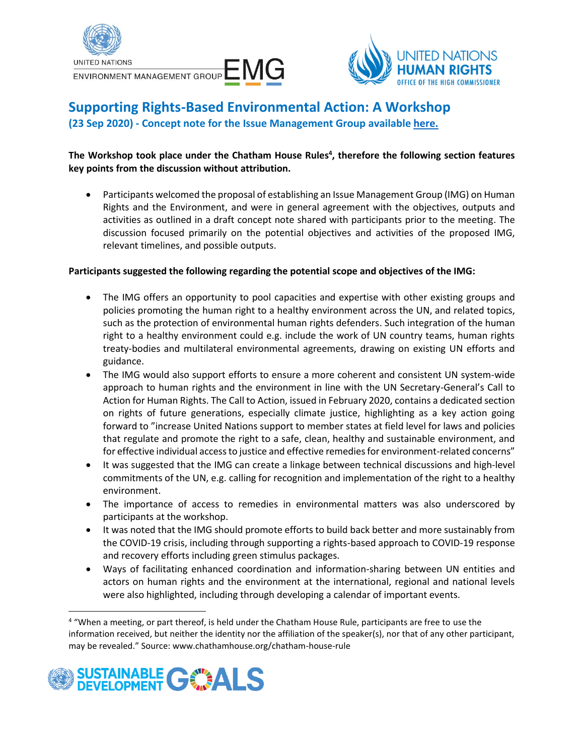## Supporting Rights-Based Environmental Action: A Workshop

### (23 Sep 2020) - Concept note for the Issue Management Group available here.

**The Workshop took place under the Chatham House Rules[4], therefore the following section features key points from the discussion without attribution.**

- Participants welcomed the proposal of establishing an Issue Management Group (IMG) on Human Rights and the Environment, and were in general agreement with the objectives, outputs and activities as outlined in a draft concept note shared with participants prior to the meeting. The discussion focused primarily on the potential objectives and activities of the proposed IMG, relevant timelines, and possible outputs.

**Participants suggested the following regarding the potential scope and objectives of the IMG:**

- The IMG offers an opportunity to pool capacities and expertise with other existing groups and policies promoting the human right to a healthy environment across the UN, and related topics, such as the protection of environmental human rights defenders. Such integration of the human right to a healthy environment could e.g. include the work of UN country teams, human rights treaty-bodies and multilateral environmental agreements, drawing on existing UN efforts and guidance.
- The IMG would also support efforts to ensure a more coherent and consistent UN system-wide approach to human rights and the environment in line with the UN Secretary-General's Call to Action for Human Rights. The Call to Action, issued in February 2020, contains a dedicated section on rights of future generations, especially climate justice, highlighting as a key action going forward to "increase United Nations support to member states at field level for laws and policies that regulate and promote the right to a safe, clean, healthy and sustainable environment, and for effective individual access to justice and effective remedies for environment-related concerns"
- It was suggested that the IMG can create a linkage between technical discussions and high-level commitments of the UN, e.g. calling for recognition and implementation of the right to a healthy environment.
- The importance of access to remedies in environmental matters was also underscored by participants at the workshop.
- It was noted that the IMG should promote efforts to build back better and more sustainably from the COVID-19 crisis, including through supporting a rights-based approach to COVID-19 response and recovery efforts including green stimulus packages.
- Ways of facilitating enhanced coordination and information-sharing between UN entities and actors on human rights and the environment at the international, regional and national levels were also highlighted, including through developing a calendar of important events.

[4] "When a meeting, or part thereof, is held under the Chatham House Rule, participants are free to use the information received, but neither the identity nor the affiliation of the speaker(s), nor that of any other participant, may be revealed." Source: www.chathamhouse.org/chatham-house-rule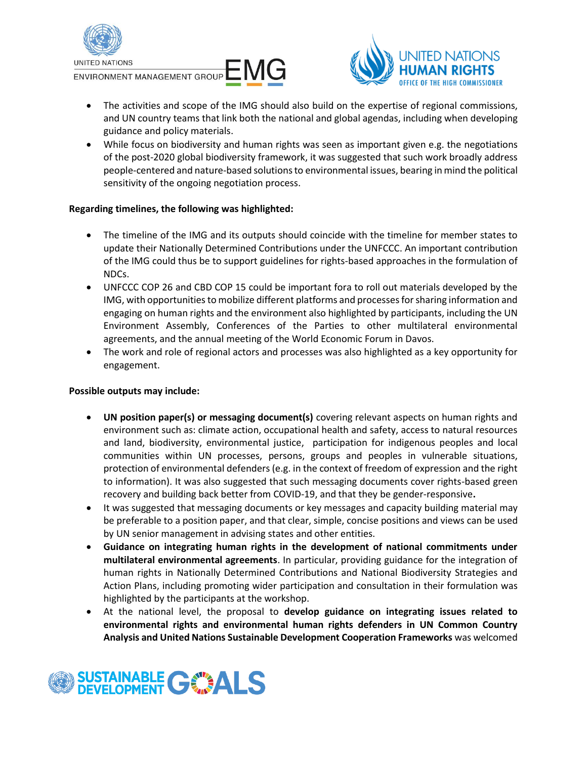- The activities and scope of the IMG should also build on the expertise of regional commissions, and UN country teams that link both the national and global agendas, including when developing guidance and policy materials.
- While focus on biodiversity and human rights was seen as important given e.g. the negotiations of the post-2020 global biodiversity framework, it was suggested that such work broadly address people-centered and nature-based solutions to environmental issues, bearing in mind the political sensitivity of the ongoing negotiation process.

**Regarding timelines, the following was highlighted:**

- The timeline of the IMG and its outputs should coincide with the timeline for member states to update their Nationally Determined Contributions under the UNFCCC. An important contribution of the IMG could thus be to support guidelines for rights-based approaches in the formulation of NDCs.
- UNFCCC COP 26 and CBD COP 15 could be important fora to roll out materials developed by the IMG, with opportunities to mobilize different platforms and processes for sharing information and engaging on human rights and the environment also highlighted by participants, including the UN Environment Assembly, Conferences of the Parties to other multilateral environmental agreements, and the annual meeting of the World Economic Forum in Davos.
- The work and role of regional actors and processes was also highlighted as a key opportunity for engagement.

**Possible outputs may include:**

- **UN position paper(s) or messaging document(s)** covering relevant aspects on human rights and environment such as: climate action, occupational health and safety, access to natural resources and land, biodiversity, environmental justice, participation for indigenous peoples and local communities within UN processes, persons, groups and peoples in vulnerable situations, protection of environmental defenders (e.g. in the context of freedom of expression and the right to information). It was also suggested that such messaging documents cover rights-based green recovery and building back better from COVID-19, and that they be gender-responsive**.**
- It was suggested that messaging documents or key messages and capacity building material may be preferable to a position paper, and that clear, simple, concise positions and views can be used by UN senior management in advising states and other entities.
- **Guidance on integrating human rights in the development of national commitments under multilateral environmental agreements**. In particular, providing guidance for the integration of human rights in Nationally Determined Contributions and National Biodiversity Strategies and Action Plans, including promoting wider participation and consultation in their formulation was highlighted by the participants at the workshop.
- At the national level, the proposal to **develop guidance on integrating issues related to environmental rights and environmental human rights defenders in UN Common Country Analysis and United Nations Sustainable Development Cooperation Frameworks** was welcomed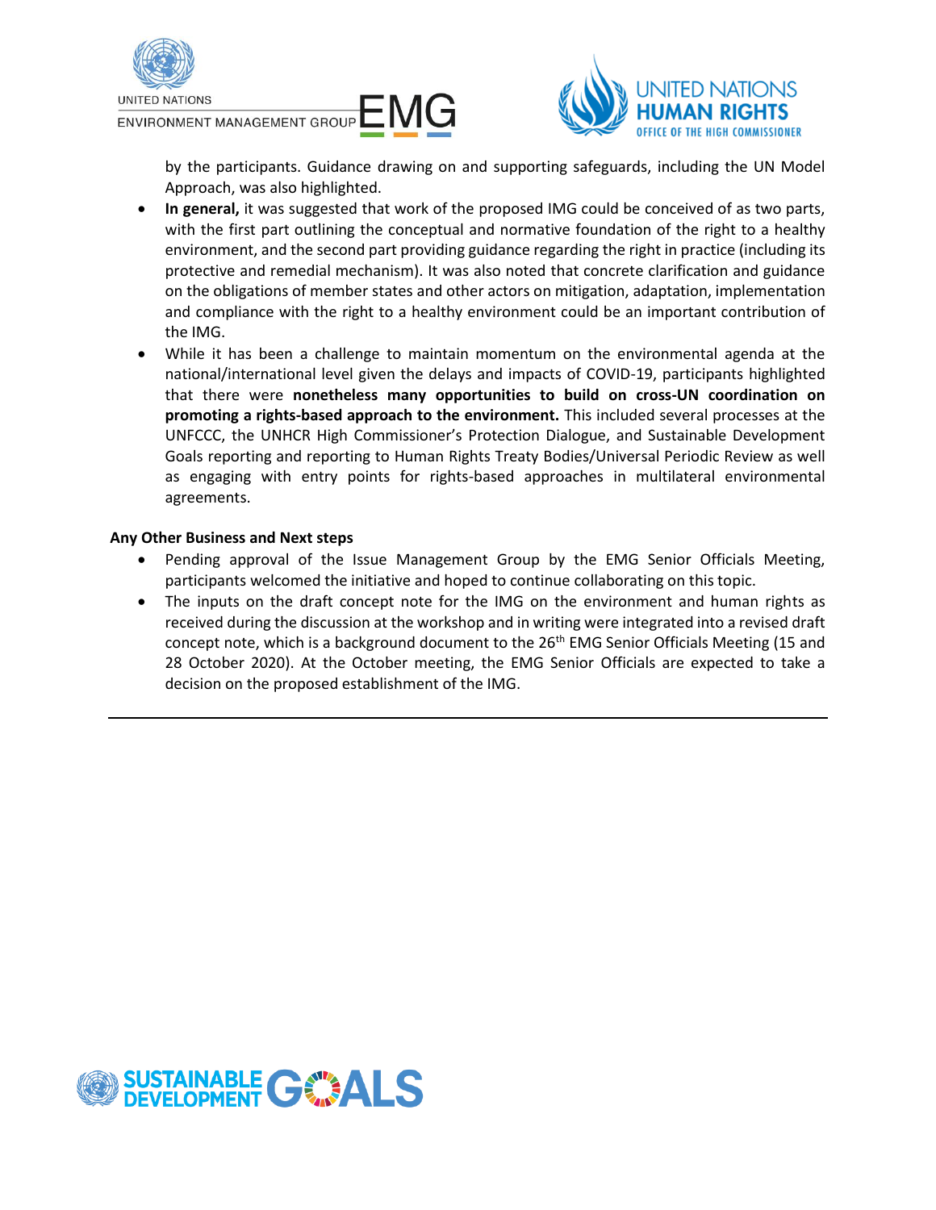by the participants. Guidance drawing on and supporting safeguards, including the UN Model Approach, was also highlighted.

- **In general,** it was suggested that work of the proposed IMG could be conceived of as two parts, with the first part outlining the conceptual and normative foundation of the right to a healthy environment, and the second part providing guidance regarding the right in practice (including its protective and remedial mechanism). It was also noted that concrete clarification and guidance on the obligations of member states and other actors on mitigation, adaptation, implementation and compliance with the right to a healthy environment could be an important contribution of the IMG.
- While it has been a challenge to maintain momentum on the environmental agenda at the national/international level given the delays and impacts of COVID-19, participants highlighted that there were **nonetheless many opportunities to build on cross-UN coordination on promoting a rights-based approach to the environment.** This included several processes at the UNFCCC, the UNHCR High Commissioner's Protection Dialogue, and Sustainable Development Goals reporting and reporting to Human Rights Treaty Bodies/Universal Periodic Review as well as engaging with entry points for rights-based approaches in multilateral environmental agreements.

**Any Other Business and Next steps**

- Pending approval of the Issue Management Group by the EMG Senior Officials Meeting, participants welcomed the initiative and hoped to continue collaborating on this topic.
- The inputs on the draft concept note for the IMG on the environment and human rights as received during the discussion at the workshop and in writing were integrated into a revised draft concept note, which is a background document to the 26th EMG Senior Officials Meeting (15 and 28 October 2020). At the October meeting, the EMG Senior Officials are expected to take a decision on the proposed establishment of the IMG.

---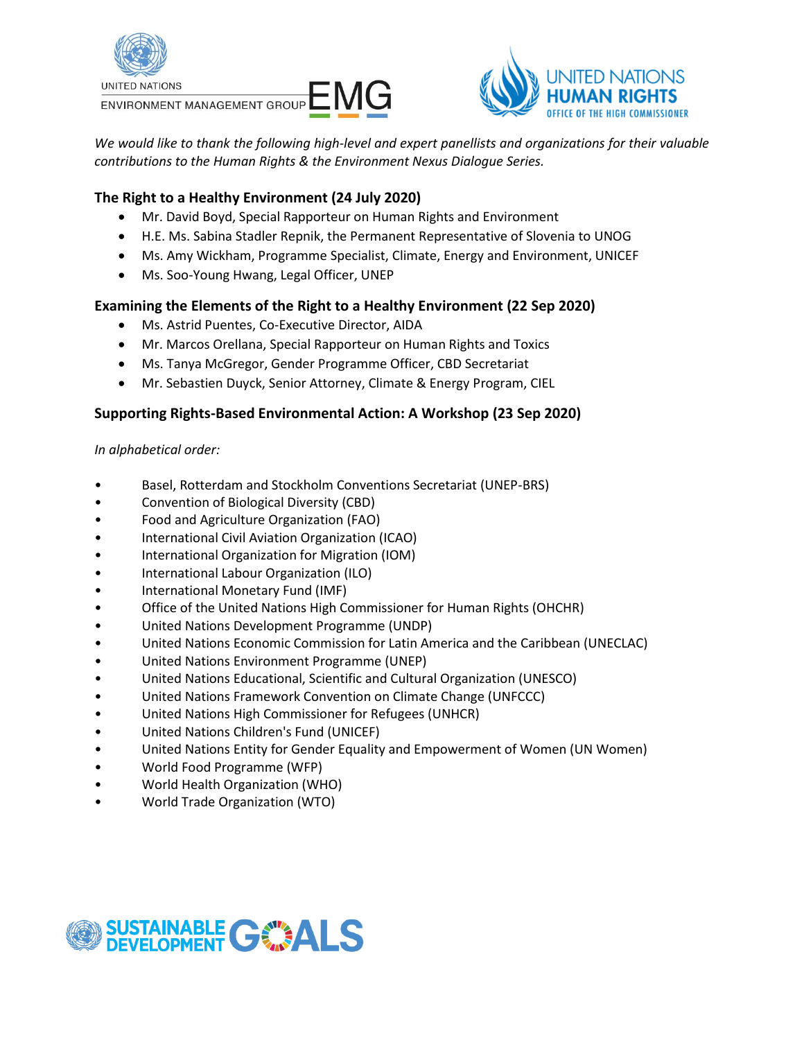*We would like to thank the following high-level and expert panellists and organizations for their valuable contributions to the Human Rights & the Environment Nexus Dialogue Series.*

### The Right to a Healthy Environment (24 July 2020)

- Mr. David Boyd, Special Rapporteur on Human Rights and Environment
- H.E. Ms. Sabina Stadler Repnik, the Permanent Representative of Slovenia to UNOG
- Ms. Amy Wickham, Programme Specialist, Climate, Energy and Environment, UNICEF
- Ms. Soo-Young Hwang, Legal Officer, UNEP

### Examining the Elements of the Right to a Healthy Environment (22 Sep 2020)

- Ms. Astrid Puentes, Co-Executive Director, AIDA
- Mr. Marcos Orellana, Special Rapporteur on Human Rights and Toxics
- Ms. Tanya McGregor, Gender Programme Officer, CBD Secretariat
- Mr. Sebastien Duyck, Senior Attorney, Climate & Energy Program, CIEL

### Supporting Rights-Based Environmental Action: A Workshop (23 Sep 2020)

*In alphabetical order:*

- Basel, Rotterdam and Stockholm Conventions Secretariat (UNEP-BRS)
- Convention of Biological Diversity (CBD)
- Food and Agriculture Organization (FAO)
- International Civil Aviation Organization (ICAO)
- International Organization for Migration (IOM)
- International Labour Organization (ILO)
- International Monetary Fund (IMF)
- Office of the United Nations High Commissioner for Human Rights (OHCHR)
- United Nations Development Programme (UNDP)
- United Nations Economic Commission for Latin America and the Caribbean (UNECLAC)
- United Nations Environment Programme (UNEP)
- United Nations Educational, Scientific and Cultural Organization (UNESCO)
- United Nations Framework Convention on Climate Change (UNFCCC)
- United Nations High Commissioner for Refugees (UNHCR)
- United Nations Children's Fund (UNICEF)
- United Nations Entity for Gender Equality and Empowerment of Women (UN Women)
- World Food Programme (WFP)
- World Health Organization (WHO)
- World Trade Organization (WTO)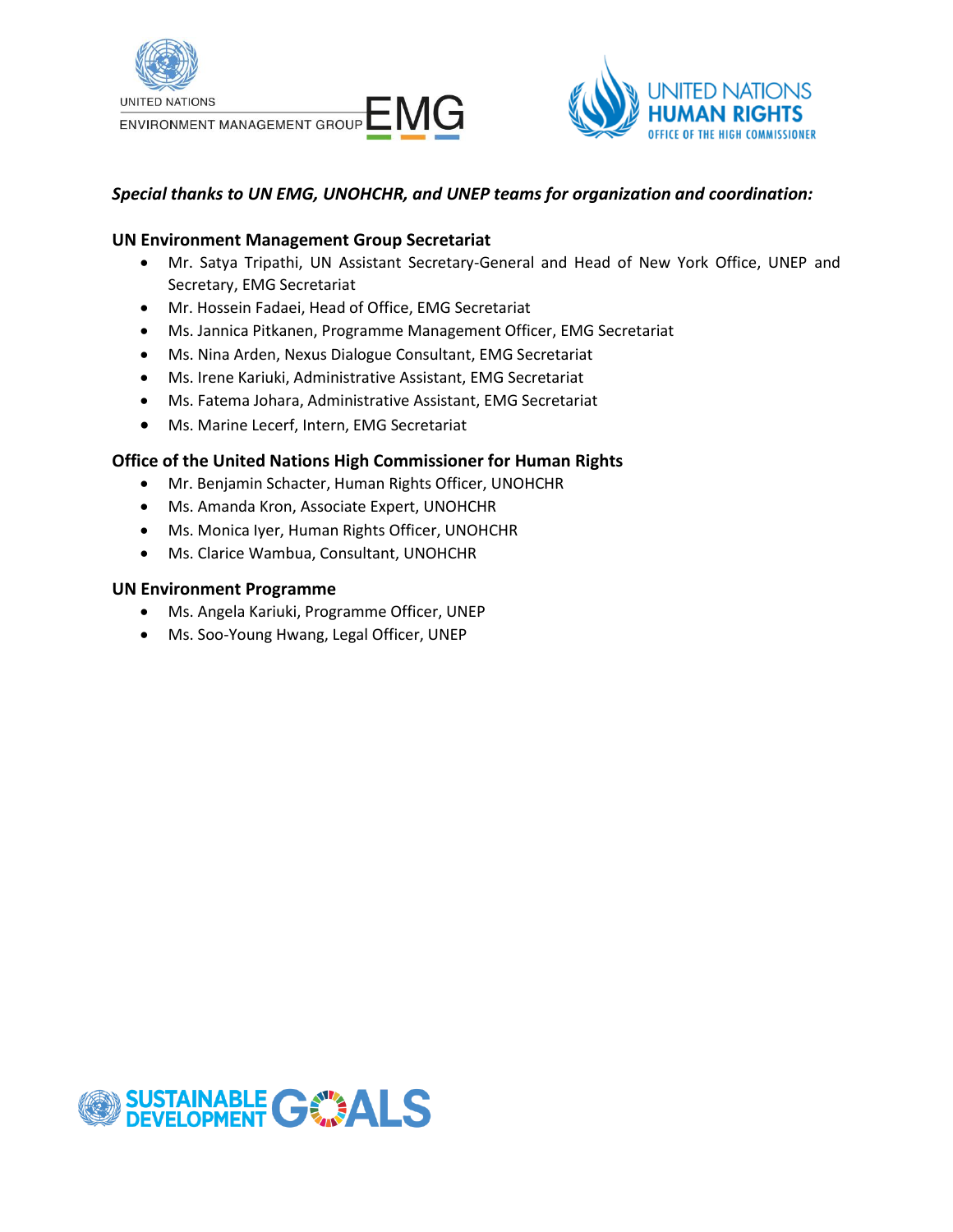***Special thanks to UN EMG, UNOHCHR, and UNEP teams for organization and coordination:***

**UN Environment Management Group Secretariat**

- Mr. Satya Tripathi, UN Assistant Secretary-General and Head of New York Office, UNEP and Secretary, EMG Secretariat
- Mr. Hossein Fadaei, Head of Office, EMG Secretariat
- Ms. Jannica Pitkanen, Programme Management Officer, EMG Secretariat
- Ms. Nina Arden, Nexus Dialogue Consultant, EMG Secretariat
- Ms. Irene Kariuki, Administrative Assistant, EMG Secretariat
- Ms. Fatema Johara, Administrative Assistant, EMG Secretariat
- Ms. Marine Lecerf, Intern, EMG Secretariat

**Office of the United Nations High Commissioner for Human Rights**

- Mr. Benjamin Schacter, Human Rights Officer, UNOHCHR
- Ms. Amanda Kron, Associate Expert, UNOHCHR
- Ms. Monica Iyer, Human Rights Officer, UNOHCHR
- Ms. Clarice Wambua, Consultant, UNOHCHR

**UN Environment Programme**

- Ms. Angela Kariuki, Programme Officer, UNEP
- Ms. Soo-Young Hwang, Legal Officer, UNEP